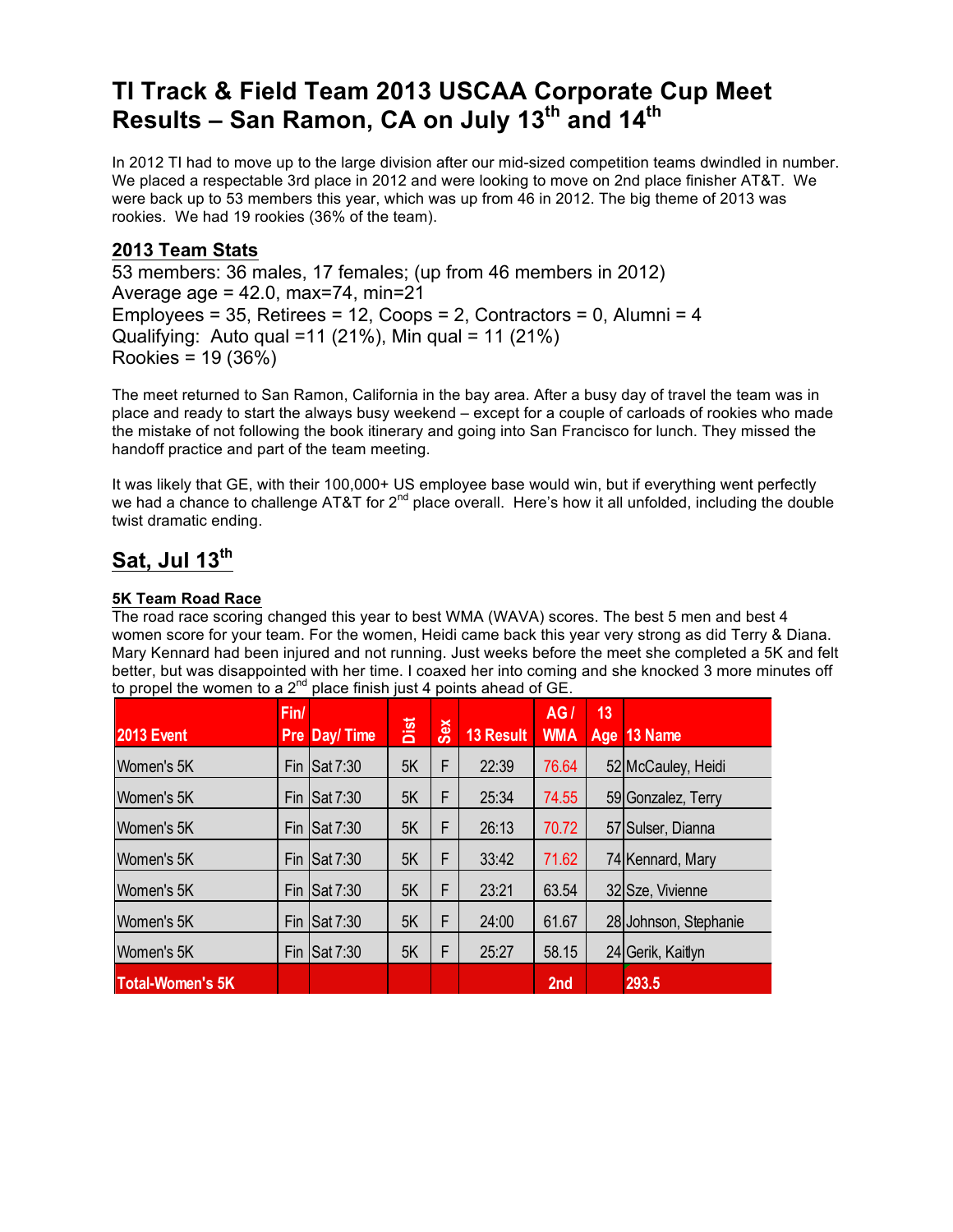# TI Track & Field Team 2013 USCAA Corporate Cup Meet Results – San Ramon, CA on July 13th and 14th

In 2012 TI had to move up to the large division after our mid-sized competition teams dwindled in number. We placed a respectable 3rd place in 2012 and were looking to move on 2nd place finisher AT&T. We were back up to 53 members this year, which was up from 46 in 2012. The big theme of 2013 was rookies. We had 19 rookies (36% of the team).

## 2013 Team Stats

53 members: 36 males, 17 females; (up from 46 members in 2012)
Average age = 42.0, max=74, min=21
Employees = 35, Retirees = 12, Coops = 2, Contractors = 0, Alumni = 4
Qualifying: Auto qual =11 (21%), Min qual = 11 (21%)
Rookies = 19 (36%)

The meet returned to San Ramon, California in the bay area. After a busy day of travel the team was in place and ready to start the always busy weekend – except for a couple of carloads of rookies who made the mistake of not following the book itinerary and going into San Francisco for lunch. They missed the handoff practice and part of the team meeting.

It was likely that GE, with their 100,000+ US employee base would win, but if everything went perfectly we had a chance to challenge AT&T for 2nd place overall. Here's how it all unfolded, including the double twist dramatic ending.

## Sat, Jul 13th

### 5K Team Road Race

The road race scoring changed this year to best WMA (WAVA) scores. The best 5 men and best 4 women score for your team. For the women, Heidi came back this year very strong as did Terry & Diana. Mary Kennard had been injured and not running. Just weeks before the meet she completed a 5K and felt better, but was disappointed with her time. I coaxed her into coming and she knocked 3 more minutes off to propel the women to a 2nd place finish just 4 points ahead of GE.

| 2013 Event | Fin/ Pre | Day/ Time | Dist | Sex | 13 Result | AG / WMA | 13 Age | 13 Name |
|---|---|---|---|---|---|---|---|---|
| Women's 5K | Fin | Sat 7:30 | 5K | F | 22:39 | 76.64 | 52 | McCauley, Heidi |
| Women's 5K | Fin | Sat 7:30 | 5K | F | 25:34 | 74.55 | 59 | Gonzalez, Terry |
| Women's 5K | Fin | Sat 7:30 | 5K | F | 26:13 | 70.72 | 57 | Sulser, Dianna |
| Women's 5K | Fin | Sat 7:30 | 5K | F | 33:42 | 71.62 | 74 | Kennard, Mary |
| Women's 5K | Fin | Sat 7:30 | 5K | F | 23:21 | 63.54 | 32 | Sze, Vivienne |
| Women's 5K | Fin | Sat 7:30 | 5K | F | 24:00 | 61.67 | 28 | Johnson, Stephanie |
| Women's 5K | Fin | Sat 7:30 | 5K | F | 25:27 | 58.15 | 24 | Gerik, Kaitlyn |
| Total-Women's 5K | | | | | | 2nd | | 293.5 |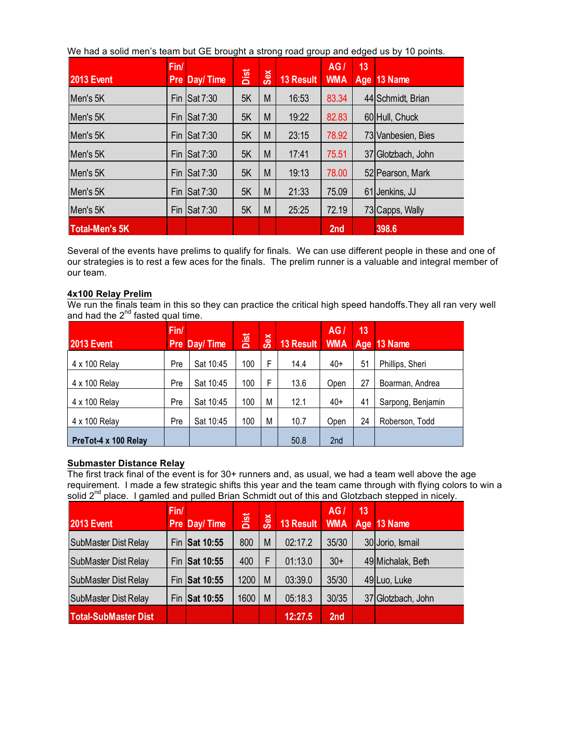We had a solid men's team but GE brought a strong road group and edged us by 10 points.

| 2013 Event | Fin/ Pre | Day/ Time | Dist | Sex | 13 Result | AG / WMA | 13 Age | 13 Name |
|---|---|---|---|---|---|---|---|---|
| Men's 5K | Fin | Sat 7:30 | 5K | M | 16:53 | 83.34 | 44 | Schmidt, Brian |
| Men's 5K | Fin | Sat 7:30 | 5K | M | 19:22 | 82.83 | 60 | Hull, Chuck |
| Men's 5K | Fin | Sat 7:30 | 5K | M | 23:15 | 78.92 | 73 | Vanbesien, Bies |
| Men's 5K | Fin | Sat 7:30 | 5K | M | 17:41 | 75.51 | 37 | Glotzbach, John |
| Men's 5K | Fin | Sat 7:30 | 5K | M | 19:13 | 78.00 | 52 | Pearson, Mark |
| Men's 5K | Fin | Sat 7:30 | 5K | M | 21:33 | 75.09 | 61 | Jenkins, JJ |
| Men's 5K | Fin | Sat 7:30 | 5K | M | 25:25 | 72.19 | 73 | Capps, Wally |
| Total-Men's 5K | | | | | | 2nd | | 398.6 |

Several of the events have prelims to qualify for finals. We can use different people in these and one of our strategies is to rest a few aces for the finals. The prelim runner is a valuable and integral member of our team.

**4x100 Relay Prelim**

We run the finals team in this so they can practice the critical high speed handoffs.They all ran very well and had the 2nd fasted qual time.

| 2013 Event | Fin/ Pre | Day/ Time | Dist | Sex | 13 Result | AG / WMA | 13 Age | 13 Name |
|---|---|---|---|---|---|---|---|---|
| 4 x 100 Relay | Pre | Sat 10:45 | 100 | F | 14.4 | 40+ | 51 | Phillips, Sheri |
| 4 x 100 Relay | Pre | Sat 10:45 | 100 | F | 13.6 | Open | 27 | Boarman, Andrea |
| 4 x 100 Relay | Pre | Sat 10:45 | 100 | M | 12.1 | 40+ | 41 | Sarpong, Benjamin |
| 4 x 100 Relay | Pre | Sat 10:45 | 100 | M | 10.7 | Open | 24 | Roberson, Todd |
| PreTot-4 x 100 Relay | | | | | 50.8 | 2nd | | |

**Submaster Distance Relay**

The first track final of the event is for 30+ runners and, as usual, we had a team well above the age requirement. I made a few strategic shifts this year and the team came through with flying colors to win a solid 2nd place. I gamled and pulled Brian Schmidt out of this and Glotzbach stepped in nicely.

| 2013 Event | Fin/ Pre | Day/ Time | Dist | Sex | 13 Result | AG / WMA | 13 Age | 13 Name |
|---|---|---|---|---|---|---|---|---|
| SubMaster Dist Relay | Fin | **Sat 10:55** | 800 | M | 02:17.2 | 35/30 | 30 | Jorio, Ismail |
| SubMaster Dist Relay | Fin | **Sat 10:55** | 400 | F | 01:13.0 | 30+ | 49 | Michalak, Beth |
| SubMaster Dist Relay | Fin | **Sat 10:55** | 1200 | M | 03:39.0 | 35/30 | 49 | Luo, Luke |
| SubMaster Dist Relay | Fin | **Sat 10:55** | 1600 | M | 05:18.3 | 30/35 | 37 | Glotzbach, John |
| Total-SubMaster Dist | | | | | 12:27.5 | 2nd | | |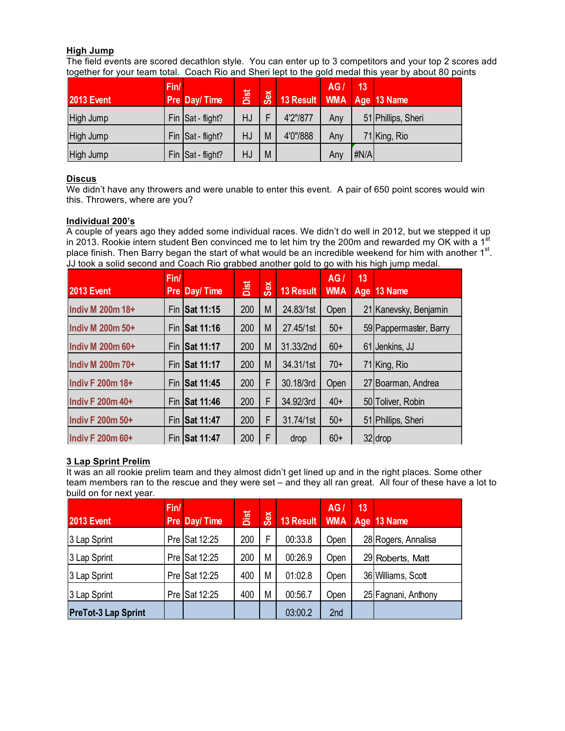**High Jump**

The field events are scored decathlon style. You can enter up to 3 competitors and your top 2 scores add together for your team total. Coach Rio and Sheri lept to the gold medal this year by about 80 points

| 2013 Event | Fin/ Pre | Day/ Time | Dist | Sex | 13 Result | AG / WMA | 13 Age | 13 Name |
|---|---|---|---|---|---|---|---|---|
| High Jump | Fin | Sat - flight? | HJ | F | 4'2"/877 | Any | 51 | Phillips, Sheri |
| High Jump | Fin | Sat - flight? | HJ | M | 4'0"/888 | Any | 71 | King, Rio |
| High Jump | Fin | Sat - flight? | HJ | M | | Any | #N/A | |

**Discus**

We didn't have any throwers and were unable to enter this event. A pair of 650 point scores would win this. Throwers, where are you?

**Individual 200's**

A couple of years ago they added some individual races. We didn't do well in 2012, but we stepped it up in 2013. Rookie intern student Ben convinced me to let him try the 200m and rewarded my OK with a 1st place finish. Then Barry began the start of what would be an incredible weekend for him with another 1st. JJ took a solid second and Coach Rio grabbed another gold to go with his high jump medal.

| 2013 Event | Fin/ Pre | Day/ Time | Dist | Sex | 13 Result | AG / WMA | 13 Age | 13 Name |
|---|---|---|---|---|---|---|---|---|
| Indiv M 200m 18+ | Fin | Sat 11:15 | 200 | M | 24.83/1st | Open | 21 | Kanevsky, Benjamin |
| Indiv M 200m 50+ | Fin | Sat 11:16 | 200 | M | 27.45/1st | 50+ | 59 | Pappermaster, Barry |
| Indiv M 200m 60+ | Fin | Sat 11:17 | 200 | M | 31.33/2nd | 60+ | 61 | Jenkins, JJ |
| Indiv M 200m 70+ | Fin | Sat 11:17 | 200 | M | 34.31/1st | 70+ | 71 | King, Rio |
| Indiv F 200m 18+ | Fin | Sat 11:45 | 200 | F | 30.18/3rd | Open | 27 | Boarman, Andrea |
| Indiv F 200m 40+ | Fin | Sat 11:46 | 200 | F | 34.92/3rd | 40+ | 50 | Toliver, Robin |
| Indiv F 200m 50+ | Fin | Sat 11:47 | 200 | F | 31.74/1st | 50+ | 51 | Phillips, Sheri |
| Indiv F 200m 60+ | Fin | Sat 11:47 | 200 | F | drop | 60+ | 32 | drop |

**3 Lap Sprint Prelim**

It was an all rookie prelim team and they almost didn't get lined up and in the right places. Some other team members ran to the rescue and they were set – and they all ran great. All four of these have a lot to build on for next year.

| 2013 Event | Fin/ Pre | Day/ Time | Dist | Sex | 13 Result | AG / WMA | 13 Age | 13 Name |
|---|---|---|---|---|---|---|---|---|
| 3 Lap Sprint | Pre | Sat 12:25 | 200 | F | 00:33.8 | Open | 28 | Rogers, Annalisa |
| 3 Lap Sprint | Pre | Sat 12:25 | 200 | M | 00:26.9 | Open | 29 | Roberts, Matt |
| 3 Lap Sprint | Pre | Sat 12:25 | 400 | M | 01:02.8 | Open | 36 | Williams, Scott |
| 3 Lap Sprint | Pre | Sat 12:25 | 400 | M | 00:56.7 | Open | 25 | Fagnani, Anthony |
| **PreTot-3 Lap Sprint** | | | | | 03:00.2 | 2nd | | |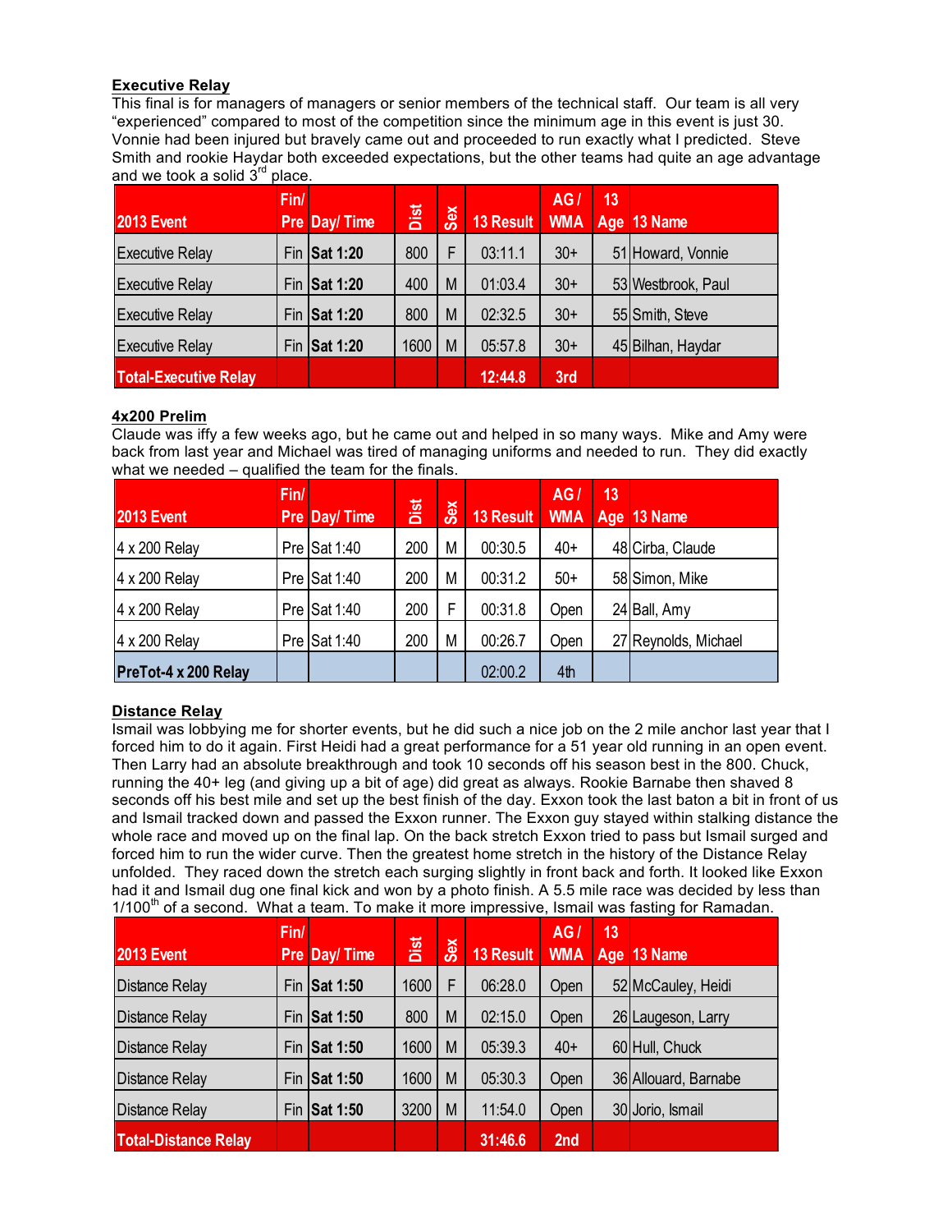**Executive Relay**

This final is for managers of managers or senior members of the technical staff. Our team is all very "experienced" compared to most of the competition since the minimum age in this event is just 30. Vonnie had been injured but bravely came out and proceeded to run exactly what I predicted. Steve Smith and rookie Haydar both exceeded expectations, but the other teams had quite an age advantage and we took a solid 3rd place.

| 2013 Event | Fin/ Pre | Day/ Time | Dist | Sex | 13 Result | AG / WMA | 13 Age | 13 Name |
|---|---|---|---|---|---|---|---|---|
| Executive Relay | Fin | **Sat 1:20** | 800 | F | 03:11.1 | 30+ | 51 | Howard, Vonnie |
| Executive Relay | Fin | **Sat 1:20** | 400 | M | 01:03.4 | 30+ | 53 | Westbrook, Paul |
| Executive Relay | Fin | **Sat 1:20** | 800 | M | 02:32.5 | 30+ | 55 | Smith, Steve |
| Executive Relay | Fin | **Sat 1:20** | 1600 | M | 05:57.8 | 30+ | 45 | Bilhan, Haydar |
| **Total-Executive Relay** | | | | | **12:44.8** | **3rd** | | |

**4x200 Prelim**

Claude was iffy a few weeks ago, but he came out and helped in so many ways. Mike and Amy were back from last year and Michael was tired of managing uniforms and needed to run. They did exactly what we needed – qualified the team for the finals.

| 2013 Event | Fin/ Pre | Day/ Time | Dist | Sex | 13 Result | AG / WMA | 13 Age | 13 Name |
|---|---|---|---|---|---|---|---|---|
| 4 x 200 Relay | Pre | Sat 1:40 | 200 | M | 00:30.5 | 40+ | 48 | Cirba, Claude |
| 4 x 200 Relay | Pre | Sat 1:40 | 200 | M | 00:31.2 | 50+ | 58 | Simon, Mike |
| 4 x 200 Relay | Pre | Sat 1:40 | 200 | F | 00:31.8 | Open | 24 | Ball, Amy |
| 4 x 200 Relay | Pre | Sat 1:40 | 200 | M | 00:26.7 | Open | 27 | Reynolds, Michael |
| **PreTot-4 x 200 Relay** | | | | | 02:00.2 | 4th | | |

**Distance Relay**

Ismail was lobbying me for shorter events, but he did such a nice job on the 2 mile anchor last year that I forced him to do it again. First Heidi had a great performance for a 51 year old running in an open event. Then Larry had an absolute breakthrough and took 10 seconds off his season best in the 800. Chuck, running the 40+ leg (and giving up a bit of age) did great as always. Rookie Barnabe then shaved 8 seconds off his best mile and set up the best finish of the day. Exxon took the last baton a bit in front of us and Ismail tracked down and passed the Exxon runner. The Exxon guy stayed within stalking distance the whole race and moved up on the final lap. On the back stretch Exxon tried to pass but Ismail surged and forced him to run the wider curve. Then the greatest home stretch in the history of the Distance Relay unfolded. They raced down the stretch each surging slightly in front back and forth. It looked like Exxon had it and Ismail dug one final kick and won by a photo finish. A 5.5 mile race was decided by less than 1/100th of a second. What a team. To make it more impressive, Ismail was fasting for Ramadan.

| 2013 Event | Fin/ Pre | Day/ Time | Dist | Sex | 13 Result | AG / WMA | 13 Age | 13 Name |
|---|---|---|---|---|---|---|---|---|
| Distance Relay | Fin | **Sat 1:50** | 1600 | F | 06:28.0 | Open | 52 | McCauley, Heidi |
| Distance Relay | Fin | **Sat 1:50** | 800 | M | 02:15.0 | Open | 26 | Laugeson, Larry |
| Distance Relay | Fin | **Sat 1:50** | 1600 | M | 05:39.3 | 40+ | 60 | Hull, Chuck |
| Distance Relay | Fin | **Sat 1:50** | 1600 | M | 05:30.3 | Open | 36 | Allouard, Barnabe |
| Distance Relay | Fin | **Sat 1:50** | 3200 | M | 11:54.0 | Open | 30 | Jorio, Ismail |
| **Total-Distance Relay** | | | | | **31:46.6** | **2nd** | | |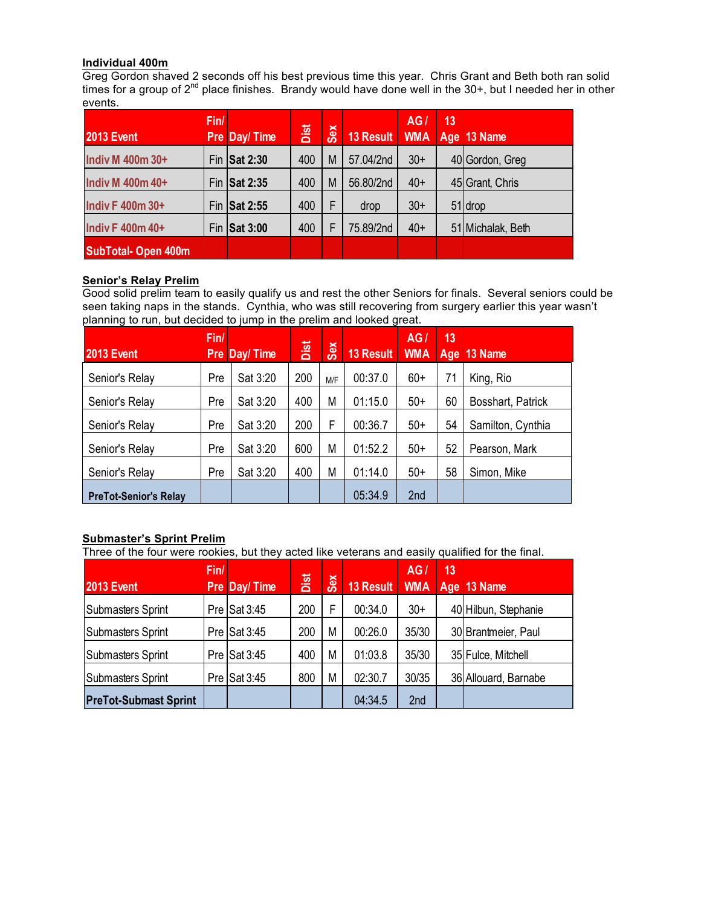**Individual 400m**

Greg Gordon shaved 2 seconds off his best previous time this year. Chris Grant and Beth both ran solid times for a group of 2nd place finishes. Brandy would have done well in the 30+, but I needed her in other events.

| 2013 Event | Fin/ Pre | Day/ Time | Dist | Sex | 13 Result | AG / WMA | 13 Age | 13 Name |
|---|---|---|---|---|---|---|---|---|
| Indiv M 400m 30+ | Fin | Sat 2:30 | 400 | M | 57.04/2nd | 30+ | 40 | Gordon, Greg |
| Indiv M 400m 40+ | Fin | Sat 2:35 | 400 | M | 56.80/2nd | 40+ | 45 | Grant, Chris |
| Indiv F 400m 30+ | Fin | Sat 2:55 | 400 | F | drop | 30+ | 51 | drop |
| Indiv F 400m 40+ | Fin | Sat 3:00 | 400 | F | 75.89/2nd | 40+ | 51 | Michalak, Beth |
| SubTotal- Open 400m | | | | | | | | |

**Senior's Relay Prelim**

Good solid prelim team to easily qualify us and rest the other Seniors for finals. Several seniors could be seen taking naps in the stands. Cynthia, who was still recovering from surgery earlier this year wasn't planning to run, but decided to jump in the prelim and looked great.

| 2013 Event | Fin/ Pre | Day/ Time | Dist | Sex | 13 Result | AG / WMA | 13 Age | 13 Name |
|---|---|---|---|---|---|---|---|---|
| Senior's Relay | Pre | Sat 3:20 | 200 | M/F | 00:37.0 | 60+ | 71 | King, Rio |
| Senior's Relay | Pre | Sat 3:20 | 400 | M | 01:15.0 | 50+ | 60 | Bosshart, Patrick |
| Senior's Relay | Pre | Sat 3:20 | 200 | F | 00:36.7 | 50+ | 54 | Samilton, Cynthia |
| Senior's Relay | Pre | Sat 3:20 | 600 | M | 01:52.2 | 50+ | 52 | Pearson, Mark |
| Senior's Relay | Pre | Sat 3:20 | 400 | M | 01:14.0 | 50+ | 58 | Simon, Mike |
| PreTot-Senior's Relay | | | | | 05:34.9 | 2nd | | |

**Submaster's Sprint Prelim**

Three of the four were rookies, but they acted like veterans and easily qualified for the final.

| 2013 Event | Fin/ Pre | Day/ Time | Dist | Sex | 13 Result | AG / WMA | 13 Age | 13 Name |
|---|---|---|---|---|---|---|---|---|
| Submasters Sprint | Pre | Sat 3:45 | 200 | F | 00:34.0 | 30+ | 40 | Hilbun, Stephanie |
| Submasters Sprint | Pre | Sat 3:45 | 200 | M | 00:26.0 | 35/30 | 30 | Brantmeier, Paul |
| Submasters Sprint | Pre | Sat 3:45 | 400 | M | 01:03.8 | 35/30 | 35 | Fulce, Mitchell |
| Submasters Sprint | Pre | Sat 3:45 | 800 | M | 02:30.7 | 30/35 | 36 | Allouard, Barnabe |
| PreTot-Submast Sprint | | | | | 04:34.5 | 2nd | | |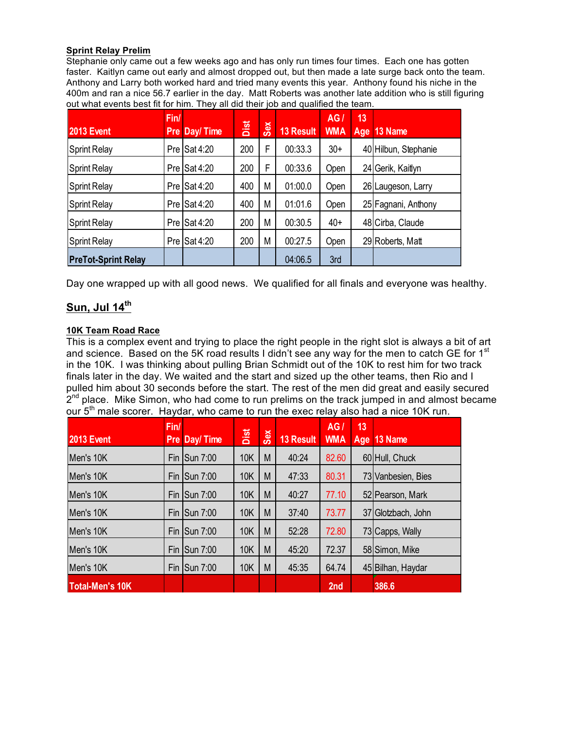**Sprint Relay Prelim**

Stephanie only came out a few weeks ago and has only run times four times. Each one has gotten faster. Kaitlyn came out early and almost dropped out, but then made a late surge back onto the team. Anthony and Larry both worked hard and tried many events this year. Anthony found his niche in the 400m and ran a nice 56.7 earlier in the day. Matt Roberts was another late addition who is still figuring out what events best fit for him. They all did their job and qualified the team.

| 2013 Event | Fin/ Pre | Day/ Time | Dist | Sex | 13 Result | AG / WMA | 13 Age | 13 Name |
|---|---|---|---|---|---|---|---|---|
| Sprint Relay | Pre | Sat 4:20 | 200 | F | 00:33.3 | 30+ | 40 | Hilbun, Stephanie |
| Sprint Relay | Pre | Sat 4:20 | 200 | F | 00:33.6 | Open | 24 | Gerik, Kaitlyn |
| Sprint Relay | Pre | Sat 4:20 | 400 | M | 01:00.0 | Open | 26 | Laugeson, Larry |
| Sprint Relay | Pre | Sat 4:20 | 400 | M | 01:01.6 | Open | 25 | Fagnani, Anthony |
| Sprint Relay | Pre | Sat 4:20 | 200 | M | 00:30.5 | 40+ | 48 | Cirba, Claude |
| Sprint Relay | Pre | Sat 4:20 | 200 | M | 00:27.5 | Open | 29 | Roberts, Matt |
| **PreTot-Sprint Relay** | | | | | 04:06.5 | 3rd | | |

Day one wrapped up with all good news. We qualified for all finals and everyone was healthy.

## Sun, Jul 14th

**10K Team Road Race**

This is a complex event and trying to place the right people in the right slot is always a bit of art and science. Based on the 5K road results I didn't see any way for the men to catch GE for 1st in the 10K. I was thinking about pulling Brian Schmidt out of the 10K to rest him for two track finals later in the day. We waited and the start and sized up the other teams, then Rio and I pulled him about 30 seconds before the start. The rest of the men did great and easily secured 2nd place. Mike Simon, who had come to run prelims on the track jumped in and almost became our 5th male scorer. Haydar, who came to run the exec relay also had a nice 10K run.

| 2013 Event | Fin/ Pre | Day/ Time | Dist | Sex | 13 Result | AG / WMA | 13 Age | 13 Name |
|---|---|---|---|---|---|---|---|---|
| Men's 10K | Fin | Sun 7:00 | 10K | M | 40:24 | 82.60 | 60 | Hull, Chuck |
| Men's 10K | Fin | Sun 7:00 | 10K | M | 47:33 | 80.31 | 73 | Vanbesien, Bies |
| Men's 10K | Fin | Sun 7:00 | 10K | M | 40:27 | 77.10 | 52 | Pearson, Mark |
| Men's 10K | Fin | Sun 7:00 | 10K | M | 37:40 | 73.77 | 37 | Glotzbach, John |
| Men's 10K | Fin | Sun 7:00 | 10K | M | 52:28 | 72.80 | 73 | Capps, Wally |
| Men's 10K | Fin | Sun 7:00 | 10K | M | 45:20 | 72.37 | 58 | Simon, Mike |
| Men's 10K | Fin | Sun 7:00 | 10K | M | 45:35 | 64.74 | 45 | Bilhan, Haydar |
| **Total-Men's 10K** | | | | | | 2nd | | 386.6 |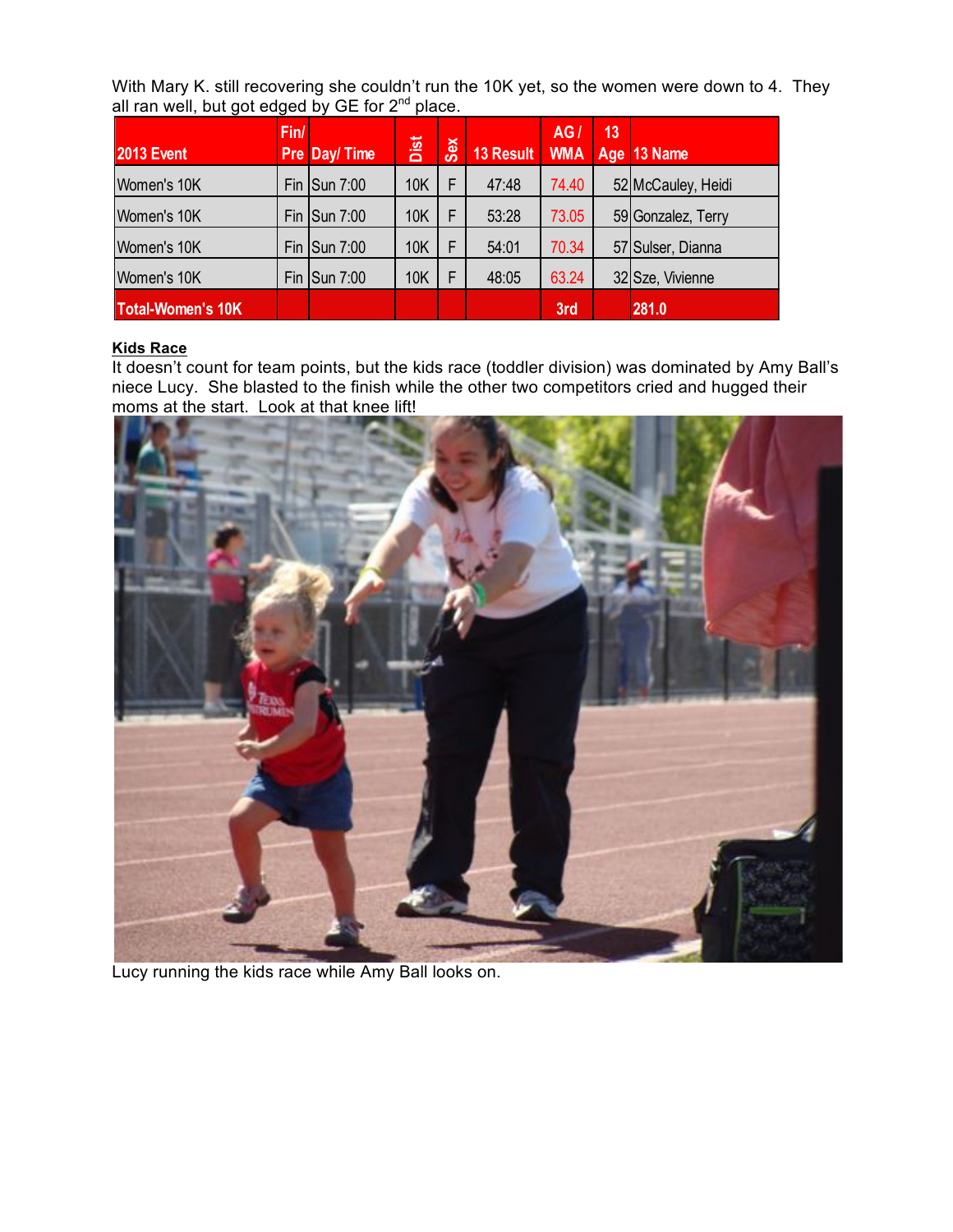With Mary K. still recovering she couldn't run the 10K yet, so the women were down to 4. They all ran well, but got edged by GE for 2nd place.

| 2013 Event | Fin/ Pre | Day/ Time | Dist | Sex | 13 Result | AG / WMA | 13 Age | 13 Name |
|---|---|---|---|---|---|---|---|---|
| Women's 10K | Fin | Sun 7:00 | 10K | F | 47:48 | 74.40 | 52 | McCauley, Heidi |
| Women's 10K | Fin | Sun 7:00 | 10K | F | 53:28 | 73.05 | 59 | Gonzalez, Terry |
| Women's 10K | Fin | Sun 7:00 | 10K | F | 54:01 | 70.34 | 57 | Sulser, Dianna |
| Women's 10K | Fin | Sun 7:00 | 10K | F | 48:05 | 63.24 | 32 | Sze, Vivienne |
| **Total-Women's 10K** | | | | | | **3rd** | | **281.0** |

**Kids Race**

It doesn't count for team points, but the kids race (toddler division) was dominated by Amy Ball's niece Lucy. She blasted to the finish while the other two competitors cried and hugged their moms at the start. Look at that knee lift!

Lucy running the kids race while Amy Ball looks on.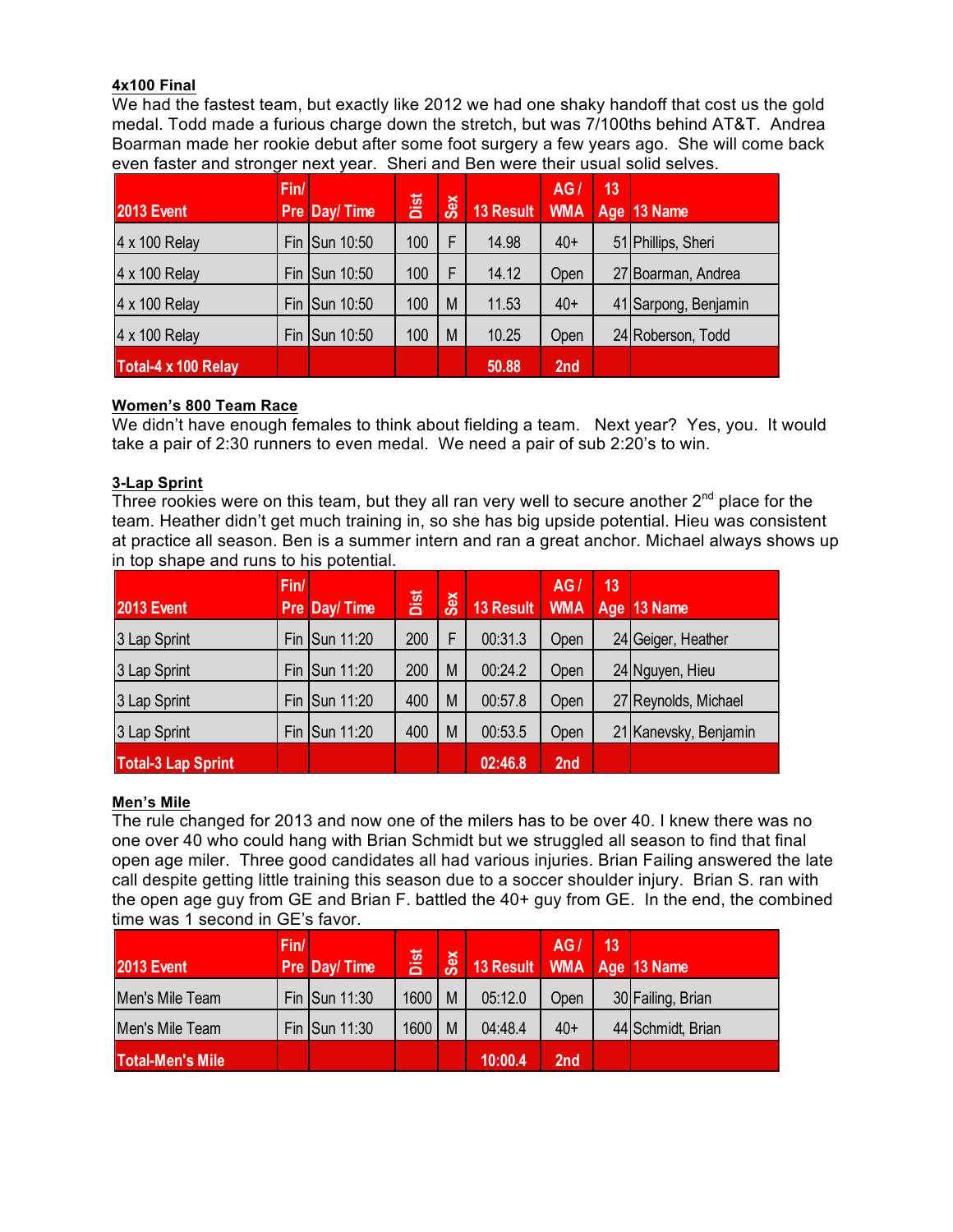**4x100 Final**

We had the fastest team, but exactly like 2012 we had one shaky handoff that cost us the gold medal. Todd made a furious charge down the stretch, but was 7/100ths behind AT&T. Andrea Boarman made her rookie debut after some foot surgery a few years ago. She will come back even faster and stronger next year. Sheri and Ben were their usual solid selves.

| 2013 Event | Fin/ Pre | Day/ Time | Dist | Sex | 13 Result | AG / WMA | 13 Age | 13 Name |
|---|---|---|---|---|---|---|---|---|
| 4 x 100 Relay | Fin | Sun 10:50 | 100 | F | 14.98 | 40+ | 51 | Phillips, Sheri |
| 4 x 100 Relay | Fin | Sun 10:50 | 100 | F | 14.12 | Open | 27 | Boarman, Andrea |
| 4 x 100 Relay | Fin | Sun 10:50 | 100 | M | 11.53 | 40+ | 41 | Sarpong, Benjamin |
| 4 x 100 Relay | Fin | Sun 10:50 | 100 | M | 10.25 | Open | 24 | Roberson, Todd |
| **Total-4 x 100 Relay** | | | | | **50.88** | **2nd** | | |

**Women's 800 Team Race**

We didn't have enough females to think about fielding a team. Next year? Yes, you. It would take a pair of 2:30 runners to even medal. We need a pair of sub 2:20's to win.

**3-Lap Sprint**

Three rookies were on this team, but they all ran very well to secure another 2nd place for the team. Heather didn't get much training in, so she has big upside potential. Hieu was consistent at practice all season. Ben is a summer intern and ran a great anchor. Michael always shows up in top shape and runs to his potential.

| 2013 Event | Fin/ Pre | Day/ Time | Dist | Sex | 13 Result | AG / WMA | 13 Age | 13 Name |
|---|---|---|---|---|---|---|---|---|
| 3 Lap Sprint | Fin | Sun 11:20 | 200 | F | 00:31.3 | Open | 24 | Geiger, Heather |
| 3 Lap Sprint | Fin | Sun 11:20 | 200 | M | 00:24.2 | Open | 24 | Nguyen, Hieu |
| 3 Lap Sprint | Fin | Sun 11:20 | 400 | M | 00:57.8 | Open | 27 | Reynolds, Michael |
| 3 Lap Sprint | Fin | Sun 11:20 | 400 | M | 00:53.5 | Open | 21 | Kanevsky, Benjamin |
| **Total-3 Lap Sprint** | | | | | **02:46.8** | **2nd** | | |

**Men's Mile**

The rule changed for 2013 and now one of the milers has to be over 40. I knew there was no one over 40 who could hang with Brian Schmidt but we struggled all season to find that final open age miler. Three good candidates all had various injuries. Brian Failing answered the late call despite getting little training this season due to a soccer shoulder injury. Brian S. ran with the open age guy from GE and Brian F. battled the 40+ guy from GE. In the end, the combined time was 1 second in GE's favor.

| 2013 Event | Fin/ Pre | Day/ Time | Dist | Sex | 13 Result | AG / WMA | 13 Age | 13 Name |
|---|---|---|---|---|---|---|---|---|
| Men's Mile Team | Fin | Sun 11:30 | 1600 | M | 05:12.0 | Open | 30 | Failing, Brian |
| Men's Mile Team | Fin | Sun 11:30 | 1600 | M | 04:48.4 | 40+ | 44 | Schmidt, Brian |
| **Total-Men's Mile** | | | | | **10:00.4** | **2nd** | | |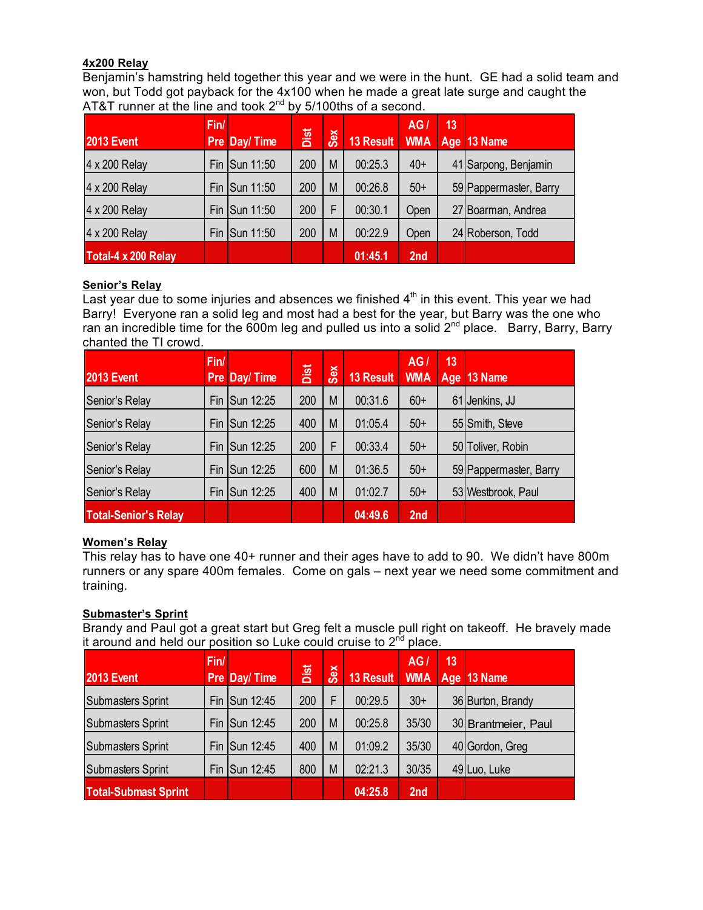### 4x200 Relay

Benjamin's hamstring held together this year and we were in the hunt. GE had a solid team and won, but Todd got payback for the 4x100 when he made a great late surge and caught the AT&T runner at the line and took 2nd by 5/100ths of a second.

| 2013 Event | Fin/ Pre | Day/ Time | Dist | Sex | 13 Result | AG / WMA | 13 Age | 13 Name |
|---|---|---|---|---|---|---|---|---|
| 4 x 200 Relay | Fin | Sun 11:50 | 200 | M | 00:25.3 | 40+ | 41 | Sarpong, Benjamin |
| 4 x 200 Relay | Fin | Sun 11:50 | 200 | M | 00:26.8 | 50+ | 59 | Pappermaster, Barry |
| 4 x 200 Relay | Fin | Sun 11:50 | 200 | F | 00:30.1 | Open | 27 | Boarman, Andrea |
| 4 x 200 Relay | Fin | Sun 11:50 | 200 | M | 00:22.9 | Open | 24 | Roberson, Todd |
| Total-4 x 200 Relay | | | | | 01:45.1 | 2nd | | |

### Senior's Relay

Last year due to some injuries and absences we finished 4th in this event. This year we had Barry! Everyone ran a solid leg and most had a best for the year, but Barry was the one who ran an incredible time for the 600m leg and pulled us into a solid 2nd place. Barry, Barry, Barry chanted the TI crowd.

| 2013 Event | Fin/ Pre | Day/ Time | Dist | Sex | 13 Result | AG / WMA | 13 Age | 13 Name |
|---|---|---|---|---|---|---|---|---|
| Senior's Relay | Fin | Sun 12:25 | 200 | M | 00:31.6 | 60+ | 61 | Jenkins, JJ |
| Senior's Relay | Fin | Sun 12:25 | 400 | M | 01:05.4 | 50+ | 55 | Smith, Steve |
| Senior's Relay | Fin | Sun 12:25 | 200 | F | 00:33.4 | 50+ | 50 | Toliver, Robin |
| Senior's Relay | Fin | Sun 12:25 | 600 | M | 01:36.5 | 50+ | 59 | Pappermaster, Barry |
| Senior's Relay | Fin | Sun 12:25 | 400 | M | 01:02.7 | 50+ | 53 | Westbrook, Paul |
| Total-Senior's Relay | | | | | 04:49.6 | 2nd | | |

### Women's Relay

This relay has to have one 40+ runner and their ages have to add to 90. We didn't have 800m runners or any spare 400m females. Come on gals – next year we need some commitment and training.

### Submaster's Sprint

Brandy and Paul got a great start but Greg felt a muscle pull right on takeoff. He bravely made it around and held our position so Luke could cruise to 2nd place.

| 2013 Event | Fin/ Pre | Day/ Time | Dist | Sex | 13 Result | AG / WMA | 13 Age | 13 Name |
|---|---|---|---|---|---|---|---|---|
| Submasters Sprint | Fin | Sun 12:45 | 200 | F | 00:29.5 | 30+ | 36 | Burton, Brandy |
| Submasters Sprint | Fin | Sun 12:45 | 200 | M | 00:25.8 | 35/30 | 30 | Brantmeier, Paul |
| Submasters Sprint | Fin | Sun 12:45 | 400 | M | 01:09.2 | 35/30 | 40 | Gordon, Greg |
| Submasters Sprint | Fin | Sun 12:45 | 800 | M | 02:21.3 | 30/35 | 49 | Luo, Luke |
| Total-Submast Sprint | | | | | 04:25.8 | 2nd | | |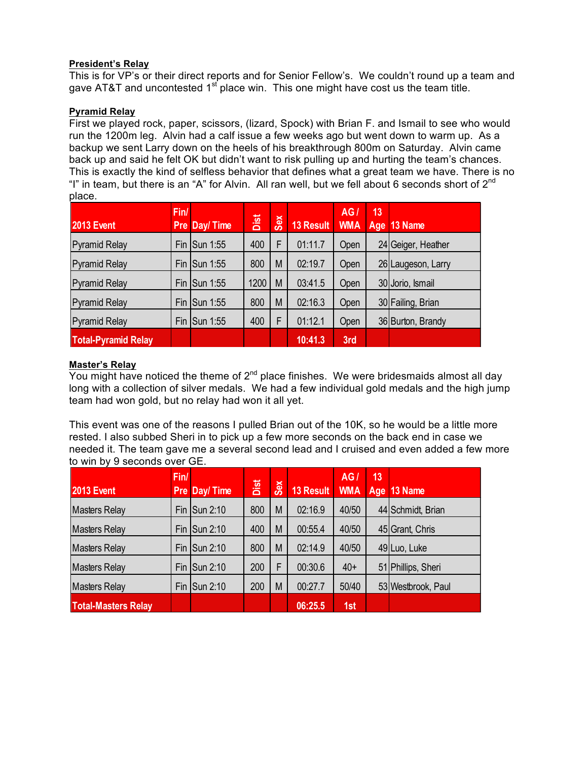**President's Relay**

This is for VP's or their direct reports and for Senior Fellow's. We couldn't round up a team and gave AT&T and uncontested 1st place win. This one might have cost us the team title.

**Pyramid Relay**

First we played rock, paper, scissors, (lizard, Spock) with Brian F. and Ismail to see who would run the 1200m leg. Alvin had a calf issue a few weeks ago but went down to warm up. As a backup we sent Larry down on the heels of his breakthrough 800m on Saturday. Alvin came back up and said he felt OK but didn't want to risk pulling up and hurting the team's chances. This is exactly the kind of selfless behavior that defines what a great team we have. There is no "I" in team, but there is an "A" for Alvin. All ran well, but we fell about 6 seconds short of 2nd place.

| 2013 Event | Fin/ Pre | Day/ Time | Dist | Sex | 13 Result | AG / WMA | 13 Age | 13 Name |
|---|---|---|---|---|---|---|---|---|
| Pyramid Relay | Fin | Sun 1:55 | 400 | F | 01:11.7 | Open | 24 | Geiger, Heather |
| Pyramid Relay | Fin | Sun 1:55 | 800 | M | 02:19.7 | Open | 26 | Laugeson, Larry |
| Pyramid Relay | Fin | Sun 1:55 | 1200 | M | 03:41.5 | Open | 30 | Jorio, Ismail |
| Pyramid Relay | Fin | Sun 1:55 | 800 | M | 02:16.3 | Open | 30 | Failing, Brian |
| Pyramid Relay | Fin | Sun 1:55 | 400 | F | 01:12.1 | Open | 36 | Burton, Brandy |
| **Total-Pyramid Relay** | | | | | **10:41.3** | **3rd** | | |

**Master's Relay**

You might have noticed the theme of 2nd place finishes. We were bridesmaids almost all day long with a collection of silver medals. We had a few individual gold medals and the high jump team had won gold, but no relay had won it all yet.

This event was one of the reasons I pulled Brian out of the 10K, so he would be a little more rested. I also subbed Sheri in to pick up a few more seconds on the back end in case we needed it. The team gave me a several second lead and I cruised and even added a few more to win by 9 seconds over GE.

| 2013 Event | Fin/ Pre | Day/ Time | Dist | Sex | 13 Result | AG / WMA | 13 Age | 13 Name |
|---|---|---|---|---|---|---|---|---|
| Masters Relay | Fin | Sun 2:10 | 800 | M | 02:16.9 | 40/50 | 44 | Schmidt, Brian |
| Masters Relay | Fin | Sun 2:10 | 400 | M | 00:55.4 | 40/50 | 45 | Grant, Chris |
| Masters Relay | Fin | Sun 2:10 | 800 | M | 02:14.9 | 40/50 | 49 | Luo, Luke |
| Masters Relay | Fin | Sun 2:10 | 200 | F | 00:30.6 | 40+ | 51 | Phillips, Sheri |
| Masters Relay | Fin | Sun 2:10 | 200 | M | 00:27.7 | 50/40 | 53 | Westbrook, Paul |
| **Total-Masters Relay** | | | | | **06:25.5** | **1st** | | |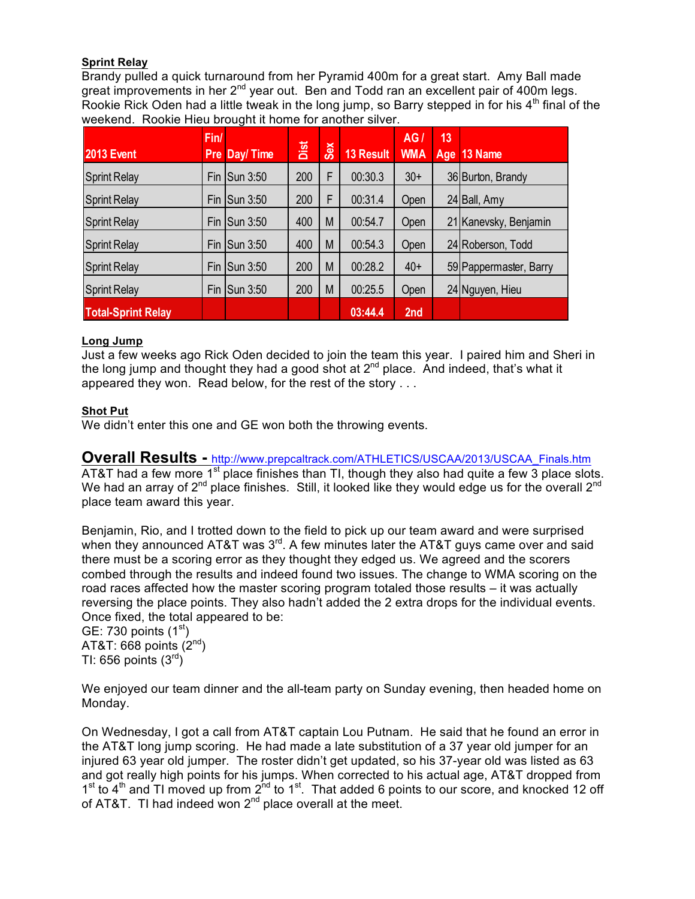**Sprint Relay**

Brandy pulled a quick turnaround from her Pyramid 400m for a great start. Amy Ball made great improvements in her 2nd year out. Ben and Todd ran an excellent pair of 400m legs. Rookie Rick Oden had a little tweak in the long jump, so Barry stepped in for his 4th final of the weekend. Rookie Hieu brought it home for another silver.

| 2013 Event | Fin/ Pre | Day/ Time | Dist | Sex | 13 Result | AG / WMA | 13 Age | 13 Name |
|---|---|---|---|---|---|---|---|---|
| Sprint Relay | Fin | Sun 3:50 | 200 | F | 00:30.3 | 30+ | 36 | Burton, Brandy |
| Sprint Relay | Fin | Sun 3:50 | 200 | F | 00:31.4 | Open | 24 | Ball, Amy |
| Sprint Relay | Fin | Sun 3:50 | 400 | M | 00:54.7 | Open | 21 | Kanevsky, Benjamin |
| Sprint Relay | Fin | Sun 3:50 | 400 | M | 00:54.3 | Open | 24 | Roberson, Todd |
| Sprint Relay | Fin | Sun 3:50 | 200 | M | 00:28.2 | 40+ | 59 | Pappermaster, Barry |
| Sprint Relay | Fin | Sun 3:50 | 200 | M | 00:25.5 | Open | 24 | Nguyen, Hieu |
| **Total-Sprint Relay** | | | | | **03:44.4** | **2nd** | | |

**Long Jump**

Just a few weeks ago Rick Oden decided to join the team this year. I paired him and Sheri in the long jump and thought they had a good shot at 2nd place. And indeed, that's what it appeared they won. Read below, for the rest of the story . . .

**Shot Put**

We didn't enter this one and GE won both the throwing events.

## Overall Results - http://www.prepcaltrack.com/ATHLETICS/USCAA/2013/USCAA_Finals.htm

AT&T had a few more 1st place finishes than TI, though they also had quite a few 3 place slots. We had an array of 2nd place finishes. Still, it looked like they would edge us for the overall 2nd place team award this year.

Benjamin, Rio, and I trotted down to the field to pick up our team award and were surprised when they announced AT&T was 3rd. A few minutes later the AT&T guys came over and said there must be a scoring error as they thought they edged us. We agreed and the scorers combed through the results and indeed found two issues. The change to WMA scoring on the road races affected how the master scoring program totaled those results – it was actually reversing the place points. They also hadn't added the 2 extra drops for the individual events. Once fixed, the total appeared to be:
GE: 730 points (1st)
AT&T: 668 points (2nd)
TI: 656 points (3rd)

We enjoyed our team dinner and the all-team party on Sunday evening, then headed home on Monday.

On Wednesday, I got a call from AT&T captain Lou Putnam. He said that he found an error in the AT&T long jump scoring. He had made a late substitution of a 37 year old jumper for an injured 63 year old jumper. The roster didn't get updated, so his 37-year old was listed as 63 and got really high points for his jumps. When corrected to his actual age, AT&T dropped from 1st to 4th and TI moved up from 2nd to 1st. That added 6 points to our score, and knocked 12 off of AT&T. TI had indeed won 2nd place overall at the meet.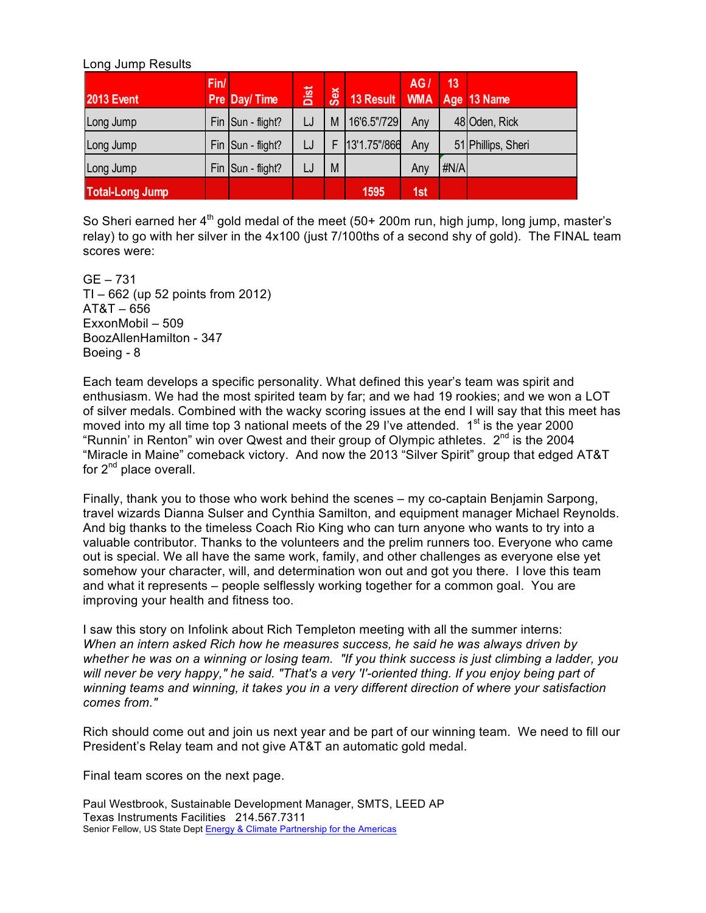Long Jump Results

| 2013 Event | Fin/ Pre | Day/ Time | Dist | Sex | 13 Result | AG / WMA | 13 Age | 13 Name |
|---|---|---|---|---|---|---|---|---|
| Long Jump | Fin | Sun - flight? | LJ | M | 16'6.5"/729 | Any | 48 | Oden, Rick |
| Long Jump | Fin | Sun - flight? | LJ | F | 13'1.75"/866 | Any | 51 | Phillips, Sheri |
| Long Jump | Fin | Sun - flight? | LJ | M | | Any | #N/A | |
| **Total-Long Jump** | | | | | **1595** | **1st** | | |

So Sheri earned her 4th gold medal of the meet (50+ 200m run, high jump, long jump, master's relay) to go with her silver in the 4x100 (just 7/100ths of a second shy of gold). The FINAL team scores were:

GE – 731
TI – 662 (up 52 points from 2012)
AT&T – 656
ExxonMobil – 509
BoozAllenHamilton - 347
Boeing - 8

Each team develops a specific personality. What defined this year's team was spirit and enthusiasm. We had the most spirited team by far; and we had 19 rookies; and we won a LOT of silver medals. Combined with the wacky scoring issues at the end I will say that this meet has moved into my all time top 3 national meets of the 29 I've attended. 1st is the year 2000 "Runnin' in Renton" win over Qwest and their group of Olympic athletes. 2nd is the 2004 "Miracle in Maine" comeback victory. And now the 2013 "Silver Spirit" group that edged AT&T for 2nd place overall.

Finally, thank you to those who work behind the scenes – my co-captain Benjamin Sarpong, travel wizards Dianna Sulser and Cynthia Samilton, and equipment manager Michael Reynolds. And big thanks to the timeless Coach Rio King who can turn anyone who wants to try into a valuable contributor. Thanks to the volunteers and the prelim runners too. Everyone who came out is special. We all have the same work, family, and other challenges as everyone else yet somehow your character, will, and determination won out and got you there. I love this team and what it represents – people selflessly working together for a common goal. You are improving your health and fitness too.

I saw this story on Infolink about Rich Templeton meeting with all the summer interns:
*When an intern asked Rich how he measures success, he said he was always driven by whether he was on a winning or losing team. "If you think success is just climbing a ladder, you will never be very happy," he said. "That's a very 'I'-oriented thing. If you enjoy being part of winning teams and winning, it takes you in a very different direction of where your satisfaction comes from."*

Rich should come out and join us next year and be part of our winning team. We need to fill our President's Relay team and not give AT&T an automatic gold medal.

Final team scores on the next page.

Paul Westbrook, Sustainable Development Manager, SMTS, LEED AP
Texas Instruments Facilities 214.567.7311
Senior Fellow, US State Dept Energy & Climate Partnership for the Americas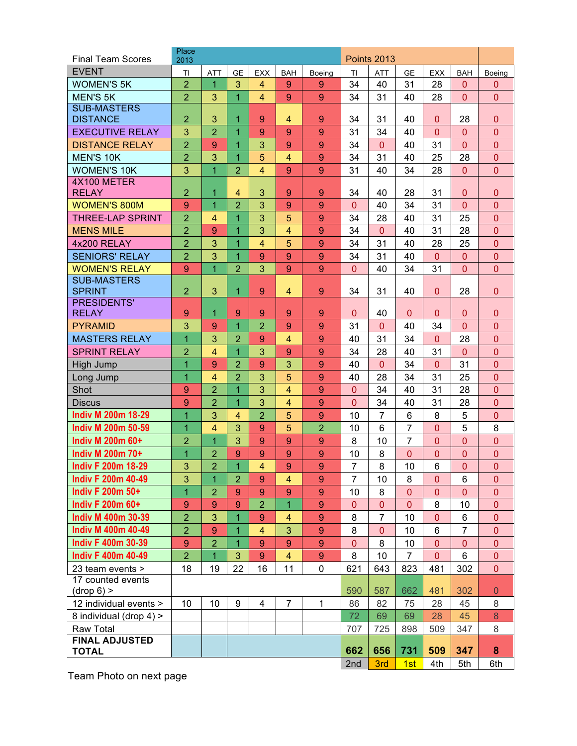| Final Team Scores | Place 2013 | | | | | | Points 2013 | | | | | |
|---|---|---|---|---|---|---|---|---|---|---|---|---|
| EVENT | TI | ATT | GE | EXX | BAH | Boeing | TI | ATT | GE | EXX | BAH | Boeing |
| WOMEN'S 5K | 2 | 1 | 3 | 4 | 9 | 9 | 34 | 40 | 31 | 28 | 0 | 0 |
| MEN'S 5K | 2 | 3 | 1 | 4 | 9 | 9 | 34 | 31 | 40 | 28 | 0 | 0 |
| SUB-MASTERS DISTANCE | 2 | 3 | 1 | 9 | 4 | 9 | 34 | 31 | 40 | 0 | 28 | 0 |
| EXECUTIVE RELAY | 3 | 2 | 1 | 9 | 9 | 9 | 31 | 34 | 40 | 0 | 0 | 0 |
| DISTANCE RELAY | 2 | 9 | 1 | 3 | 9 | 9 | 34 | 0 | 40 | 31 | 0 | 0 |
| MEN'S 10K | 2 | 3 | 1 | 5 | 4 | 9 | 34 | 31 | 40 | 25 | 28 | 0 |
| WOMEN'S 10K | 3 | 1 | 2 | 4 | 9 | 9 | 31 | 40 | 34 | 28 | 0 | 0 |
| 4X100 METER RELAY | 2 | 1 | 4 | 3 | 9 | 9 | 34 | 40 | 28 | 31 | 0 | 0 |
| WOMEN'S 800M | 9 | 1 | 2 | 3 | 9 | 9 | 0 | 40 | 34 | 31 | 0 | 0 |
| THREE-LAP SPRINT | 2 | 4 | 1 | 3 | 5 | 9 | 34 | 28 | 40 | 31 | 25 | 0 |
| MENS MILE | 2 | 9 | 1 | 3 | 4 | 9 | 34 | 0 | 40 | 31 | 28 | 0 |
| 4x200 RELAY | 2 | 3 | 1 | 4 | 5 | 9 | 34 | 31 | 40 | 28 | 25 | 0 |
| SENIORS' RELAY | 2 | 3 | 1 | 9 | 9 | 9 | 34 | 31 | 40 | 0 | 0 | 0 |
| WOMEN'S RELAY | 9 | 1 | 2 | 3 | 9 | 9 | 0 | 40 | 34 | 31 | 0 | 0 |
| SUB-MASTERS SPRINT | 2 | 3 | 1 | 9 | 4 | 9 | 34 | 31 | 40 | 0 | 28 | 0 |
| PRESIDENTS' RELAY | 9 | 1 | 9 | 9 | 9 | 9 | 0 | 40 | 0 | 0 | 0 | 0 |
| PYRAMID | 3 | 9 | 1 | 2 | 9 | 9 | 31 | 0 | 40 | 34 | 0 | 0 |
| MASTERS RELAY | 1 | 3 | 2 | 9 | 4 | 9 | 40 | 31 | 34 | 0 | 28 | 0 |
| SPRINT RELAY | 2 | 4 | 1 | 3 | 9 | 9 | 34 | 28 | 40 | 31 | 0 | 0 |
| High Jump | 1 | 9 | 2 | 9 | 3 | 9 | 40 | 0 | 34 | 0 | 31 | 0 |
| Long Jump | 1 | 4 | 2 | 3 | 5 | 9 | 40 | 28 | 34 | 31 | 25 | 0 |
| Shot | 9 | 2 | 1 | 3 | 4 | 9 | 0 | 34 | 40 | 31 | 28 | 0 |
| Discus | 9 | 2 | 1 | 3 | 4 | 9 | 0 | 34 | 40 | 31 | 28 | 0 |
| Indiv M 200m 18-29 | 1 | 3 | 4 | 2 | 5 | 9 | 10 | 7 | 6 | 8 | 5 | 0 |
| Indiv M 200m 50-59 | 1 | 4 | 3 | 9 | 5 | 2 | 10 | 6 | 7 | 0 | 5 | 8 |
| Indiv M 200m 60+ | 2 | 1 | 3 | 9 | 9 | 9 | 8 | 10 | 7 | 0 | 0 | 0 |
| Indiv M 200m 70+ | 1 | 2 | 9 | 9 | 9 | 9 | 10 | 8 | 0 | 0 | 0 | 0 |
| Indiv F 200m 18-29 | 3 | 2 | 1 | 4 | 9 | 9 | 7 | 8 | 10 | 6 | 0 | 0 |
| Indiv F 200m 40-49 | 3 | 1 | 2 | 9 | 4 | 9 | 7 | 10 | 8 | 0 | 6 | 0 |
| Indiv F 200m 50+ | 1 | 2 | 9 | 9 | 9 | 9 | 10 | 8 | 0 | 0 | 0 | 0 |
| Indiv F 200m 60+ | 9 | 9 | 9 | 2 | 1 | 9 | 0 | 0 | 0 | 8 | 10 | 0 |
| Indiv M 400m 30-39 | 2 | 3 | 1 | 9 | 4 | 9 | 8 | 7 | 10 | 0 | 6 | 0 |
| Indiv M 400m 40-49 | 2 | 9 | 1 | 4 | 3 | 9 | 8 | 0 | 10 | 6 | 7 | 0 |
| Indiv F 400m 30-39 | 9 | 2 | 1 | 9 | 9 | 9 | 0 | 8 | 10 | 0 | 0 | 0 |
| Indiv F 400m 40-49 | 2 | 1 | 3 | 9 | 4 | 9 | 8 | 10 | 7 | 0 | 6 | 0 |
| 23 team events > | 18 | 19 | 22 | 16 | 11 | 0 | 621 | 643 | 823 | 481 | 302 | 0 |
| 17 counted events (drop 6) > | | | | | | | 590 | 587 | 662 | 481 | 302 | 0 |
| 12 individual events > | 10 | 10 | 9 | 4 | 7 | 1 | 86 | 82 | 75 | 28 | 45 | 8 |
| 8 individual (drop 4) > | | | | | | | 72 | 69 | 69 | 28 | 45 | 8 |
| Raw Total | | | | | | | 707 | 725 | 898 | 509 | 347 | 8 |
| **FINAL ADJUSTED TOTAL** | | | | | | | **662** | **656** | **731** | **509** | **347** | **8** |
| | | | | | | | 2nd | 3rd | 1st | 4th | 5th | 6th |

Team Photo on next page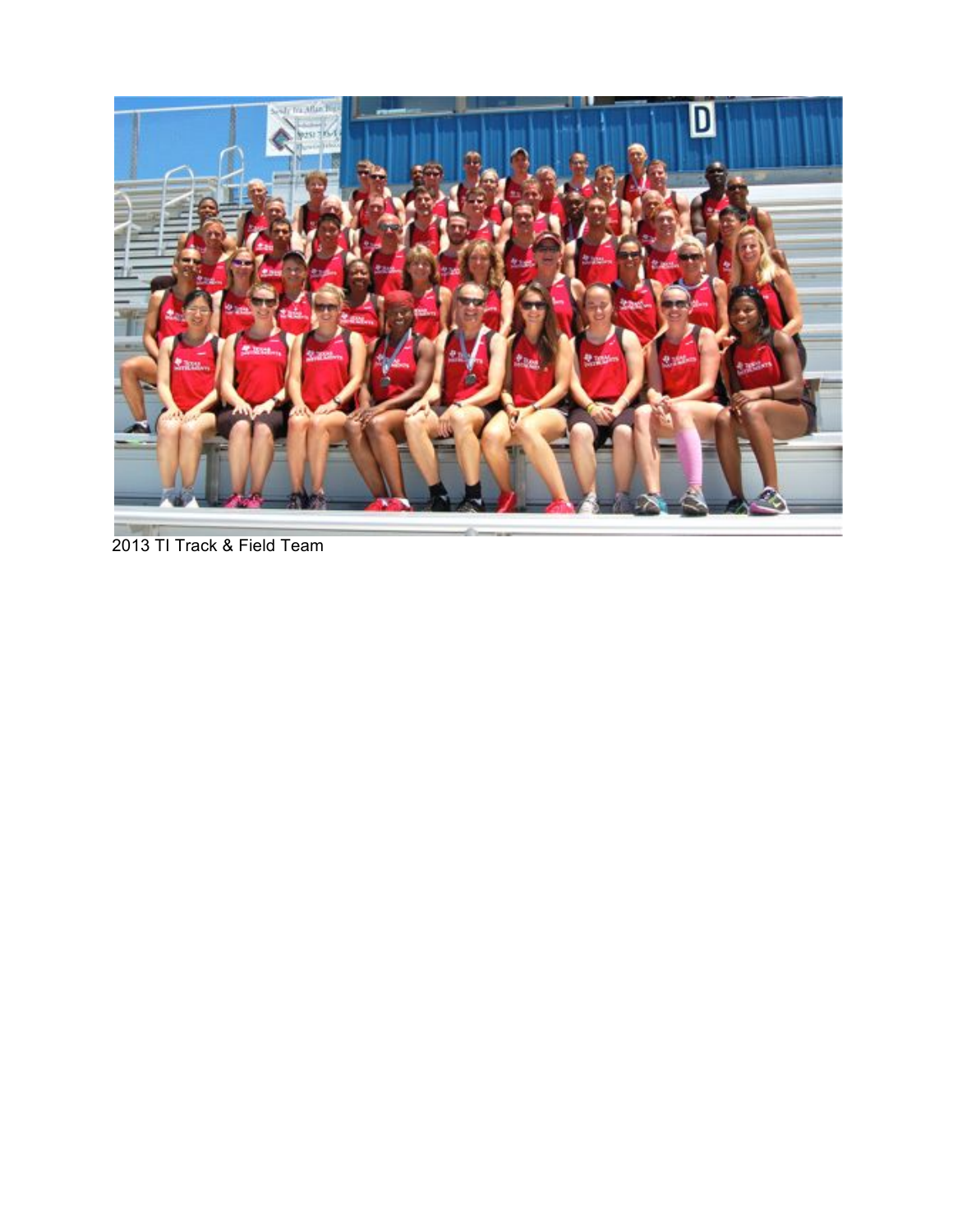2013 TI Track & Field Team